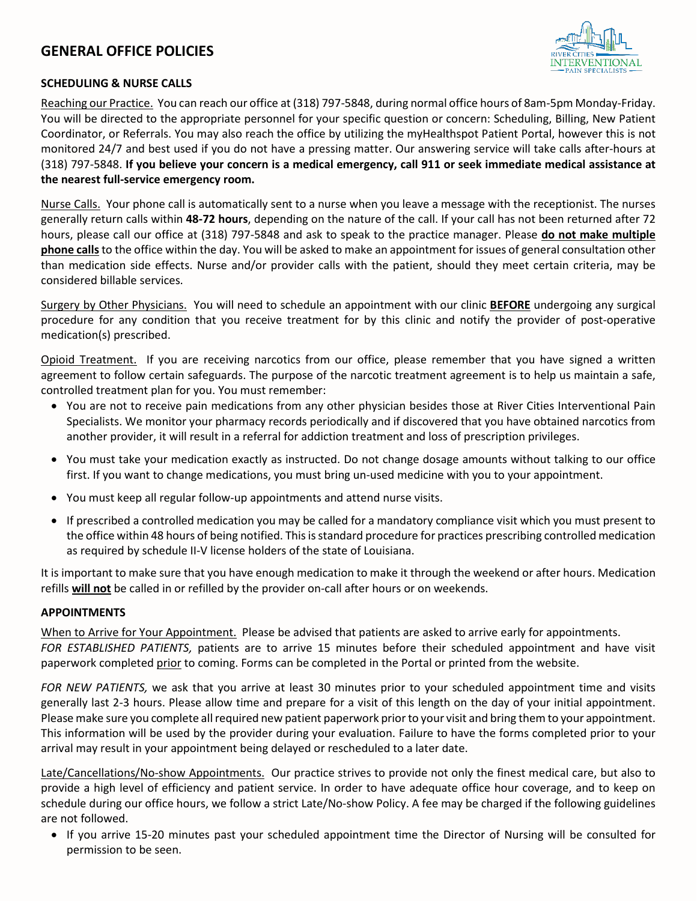# GENERAL OFFICE POLICIES

## SCHEDULING & NURSE CALLS

Reaching our Practice. You can reach our office at (318) 797-5848, during normal office hours of 8am-5pm Monday-Friday. You will be directed to the appropriate personnel for your specific question or concern: Scheduling, Billing, New Patient Coordinator, or Referrals. You may also reach the office by utilizing the myHealthspot Patient Portal, however this is not monitored 24/7 and best used if you do not have a pressing matter. Our answering service will take calls after-hours at (318) 797-5848. **If you believe your concern is a medical emergency, call 911 or seek immediate medical assistance at the nearest full-service emergency room.**

Nurse Calls. Your phone call is automatically sent to a nurse when you leave a message with the receptionist. The nurses generally return calls within **48-72 hours**, depending on the nature of the call. If your call has not been returned after 72 hours, please call our office at (318) 797-5848 and ask to speak to the practice manager. Please **do not make multiple phone calls** to the office within the day. You will be asked to make an appointment for issues of general consultation other than medication side effects. Nurse and/or provider calls with the patient, should they meet certain criteria, may be considered billable services.

Surgery by Other Physicians. You will need to schedule an appointment with our clinic **BEFORE** undergoing any surgical procedure for any condition that you receive treatment for by this clinic and notify the provider of post-operative medication(s) prescribed.

Opioid Treatment. If you are receiving narcotics from our office, please remember that you have signed a written agreement to follow certain safeguards. The purpose of the narcotic treatment agreement is to help us maintain a safe, controlled treatment plan for you. You must remember:

- You are not to receive pain medications from any other physician besides those at River Cities Interventional Pain Specialists. We monitor your pharmacy records periodically and if discovered that you have obtained narcotics from another provider, it will result in a referral for addiction treatment and loss of prescription privileges.
- You must take your medication exactly as instructed. Do not change dosage amounts without talking to our office first. If you want to change medications, you must bring un-used medicine with you to your appointment.
- You must keep all regular follow-up appointments and attend nurse visits.
- If prescribed a controlled medication you may be called for a mandatory compliance visit which you must present to the office within 48 hours of being notified. This is standard procedure for practices prescribing controlled medication as required by schedule II-V license holders of the state of Louisiana.

It is important to make sure that you have enough medication to make it through the weekend or after hours. Medication refills **will not** be called in or refilled by the provider on-call after hours or on weekends.

## APPOINTMENTS

When to Arrive for Your Appointment. Please be advised that patients are asked to arrive early for appointments.
*FOR ESTABLISHED PATIENTS,* patients are to arrive 15 minutes before their scheduled appointment and have visit paperwork completed prior to coming. Forms can be completed in the Portal or printed from the website.

*FOR NEW PATIENTS,* we ask that you arrive at least 30 minutes prior to your scheduled appointment time and visits generally last 2-3 hours. Please allow time and prepare for a visit of this length on the day of your initial appointment. Please make sure you complete all required new patient paperwork prior to your visit and bring them to your appointment. This information will be used by the provider during your evaluation. Failure to have the forms completed prior to your arrival may result in your appointment being delayed or rescheduled to a later date.

Late/Cancellations/No-show Appointments. Our practice strives to provide not only the finest medical care, but also to provide a high level of efficiency and patient service. In order to have adequate office hour coverage, and to keep on schedule during our office hours, we follow a strict Late/No-show Policy. A fee may be charged if the following guidelines are not followed.

- If you arrive 15-20 minutes past your scheduled appointment time the Director of Nursing will be consulted for permission to be seen.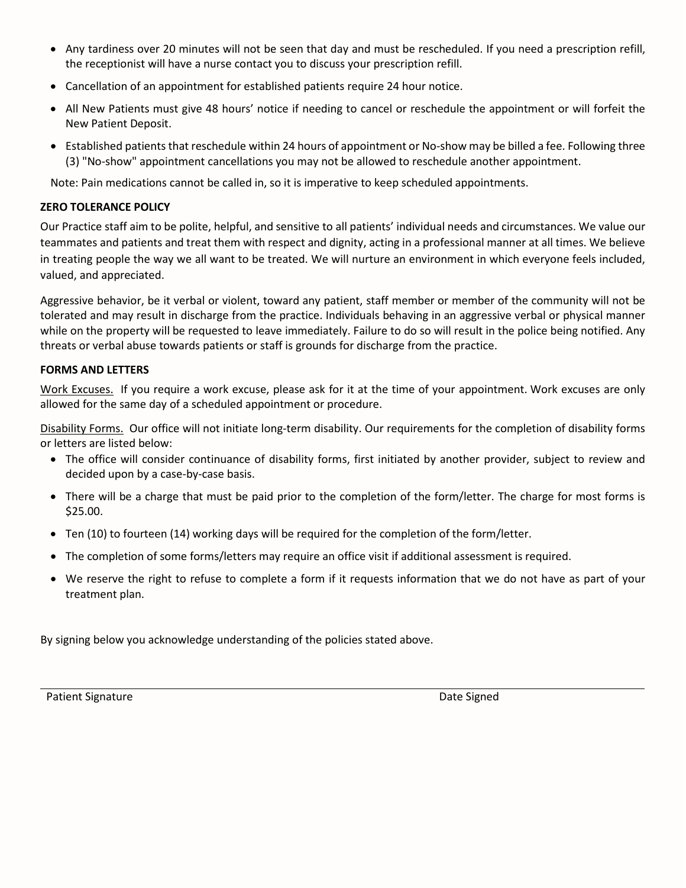- Any tardiness over 20 minutes will not be seen that day and must be rescheduled. If you need a prescription refill, the receptionist will have a nurse contact you to discuss your prescription refill.
- Cancellation of an appointment for established patients require 24 hour notice.
- All New Patients must give 48 hours' notice if needing to cancel or reschedule the appointment or will forfeit the New Patient Deposit.
- Established patients that reschedule within 24 hours of appointment or No-show may be billed a fee. Following three (3) "No-show" appointment cancellations you may not be allowed to reschedule another appointment.

Note: Pain medications cannot be called in, so it is imperative to keep scheduled appointments.

**ZERO TOLERANCE POLICY**

Our Practice staff aim to be polite, helpful, and sensitive to all patients' individual needs and circumstances. We value our teammates and patients and treat them with respect and dignity, acting in a professional manner at all times. We believe in treating people the way we all want to be treated. We will nurture an environment in which everyone feels included, valued, and appreciated.

Aggressive behavior, be it verbal or violent, toward any patient, staff member or member of the community will not be tolerated and may result in discharge from the practice. Individuals behaving in an aggressive verbal or physical manner while on the property will be requested to leave immediately. Failure to do so will result in the police being notified. Any threats or verbal abuse towards patients or staff is grounds for discharge from the practice.

**FORMS AND LETTERS**

Work Excuses. If you require a work excuse, please ask for it at the time of your appointment. Work excuses are only allowed for the same day of a scheduled appointment or procedure.

Disability Forms. Our office will not initiate long-term disability. Our requirements for the completion of disability forms or letters are listed below:

- The office will consider continuance of disability forms, first initiated by another provider, subject to review and decided upon by a case-by-case basis.
- There will be a charge that must be paid prior to the completion of the form/letter. The charge for most forms is $25.00.
- Ten (10) to fourteen (14) working days will be required for the completion of the form/letter.
- The completion of some forms/letters may require an office visit if additional assessment is required.
- We reserve the right to refuse to complete a form if it requests information that we do not have as part of your treatment plan.

By signing below you acknowledge understanding of the policies stated above.

Patient Signature　　　　　　　　　　　　　　　　　　　　Date Signed